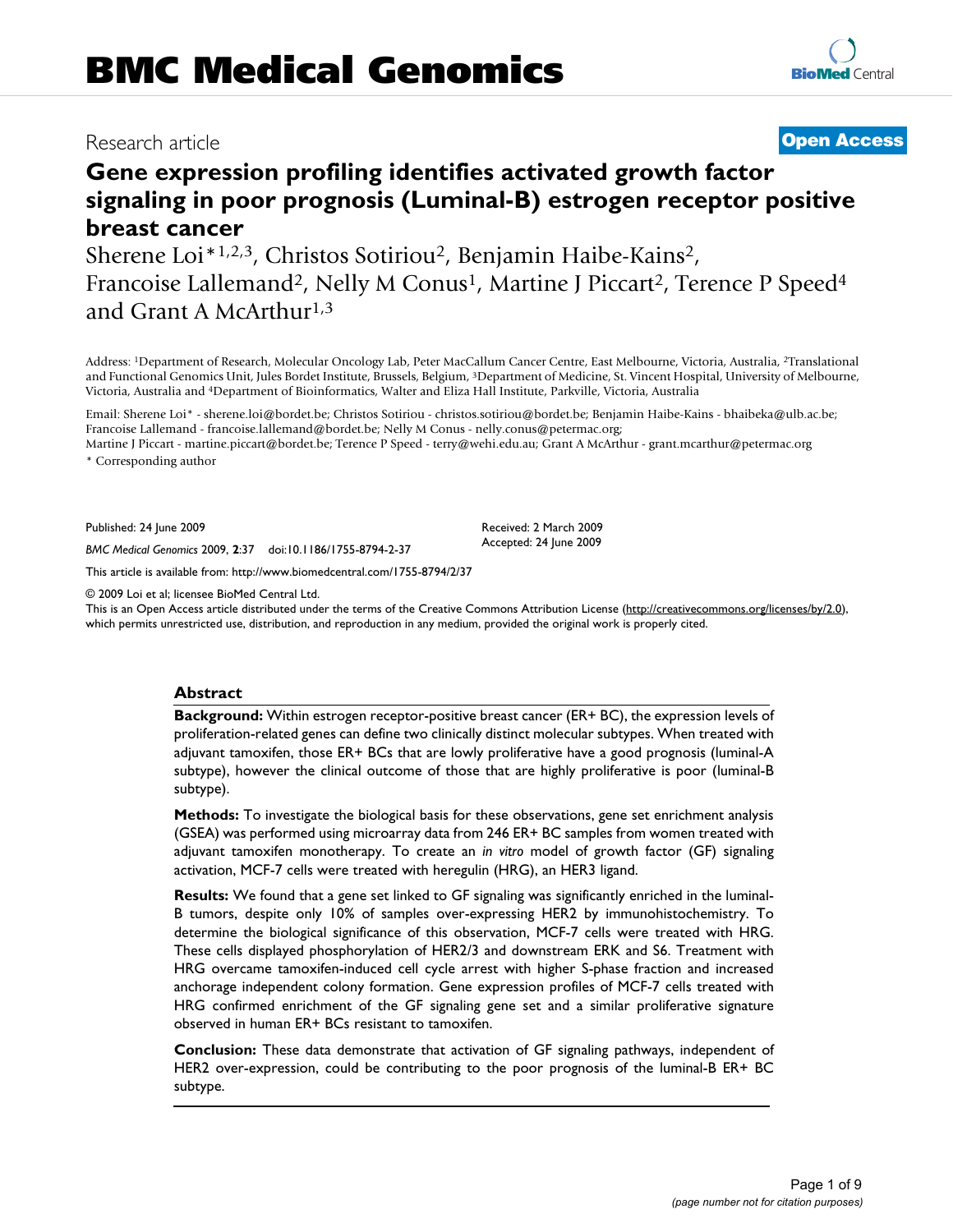# BMC Medical Genomics

Research article

**Open Access**

# Gene expression profiling identifies activated growth factor signaling in poor prognosis (Luminal-B) estrogen receptor positive breast cancer

Sherene Loi*[1,2,3], Christos Sotiriou[2], Benjamin Haibe-Kains[2], Francoise Lallemand[2], Nelly M Conus[1], Martine J Piccart[2], Terence P Speed[4] and Grant A McArthur[1,3]

Address: [1]Department of Research, Molecular Oncology Lab, Peter MacCallum Cancer Centre, East Melbourne, Victoria, Australia, [2]Translational and Functional Genomics Unit, Jules Bordet Institute, Brussels, Belgium, [3]Department of Medicine, St. Vincent Hospital, University of Melbourne, Victoria, Australia and [4]Department of Bioinformatics, Walter and Eliza Hall Institute, Parkville, Victoria, Australia

Email: Sherene Loi* - sherene.loi@bordet.be; Christos Sotiriou - christos.sotiriou@bordet.be; Benjamin Haibe-Kains - bhaibeka@ulb.ac.be; Francoise Lallemand - francoise.lallemand@bordet.be; Nelly M Conus - nelly.conus@petermac.org; Martine J Piccart - martine.piccart@bordet.be; Terence P Speed - terry@wehi.edu.au; Grant A McArthur - grant.mcarthur@petermac.org

* Corresponding author

Published: 24 June 2009

*BMC Medical Genomics* 2009, **2**:37 doi:10.1186/1755-8794-2-37

Received: 2 March 2009
Accepted: 24 June 2009

This article is available from: http://www.biomedcentral.com/1755-8794/2/37

© 2009 Loi et al; licensee BioMed Central Ltd.
This is an Open Access article distributed under the terms of the Creative Commons Attribution License (http://creativecommons.org/licenses/by/2.0), which permits unrestricted use, distribution, and reproduction in any medium, provided the original work is properly cited.

## Abstract

**Background:** Within estrogen receptor-positive breast cancer (ER+ BC), the expression levels of proliferation-related genes can define two clinically distinct molecular subtypes. When treated with adjuvant tamoxifen, those ER+ BCs that are lowly proliferative have a good prognosis (luminal-A subtype), however the clinical outcome of those that are highly proliferative is poor (luminal-B subtype).

**Methods:** To investigate the biological basis for these observations, gene set enrichment analysis (GSEA) was performed using microarray data from 246 ER+ BC samples from women treated with adjuvant tamoxifen monotherapy. To create an *in vitro* model of growth factor (GF) signaling activation, MCF-7 cells were treated with heregulin (HRG), an HER3 ligand.

**Results:** We found that a gene set linked to GF signaling was significantly enriched in the luminal-B tumors, despite only 10% of samples over-expressing HER2 by immunohistochemistry. To determine the biological significance of this observation, MCF-7 cells were treated with HRG. These cells displayed phosphorylation of HER2/3 and downstream ERK and S6. Treatment with HRG overcame tamoxifen-induced cell cycle arrest with higher S-phase fraction and increased anchorage independent colony formation. Gene expression profiles of MCF-7 cells treated with HRG confirmed enrichment of the GF signaling gene set and a similar proliferative signature observed in human ER+ BCs resistant to tamoxifen.

**Conclusion:** These data demonstrate that activation of GF signaling pathways, independent of HER2 over-expression, could be contributing to the poor prognosis of the luminal-B ER+ BC subtype.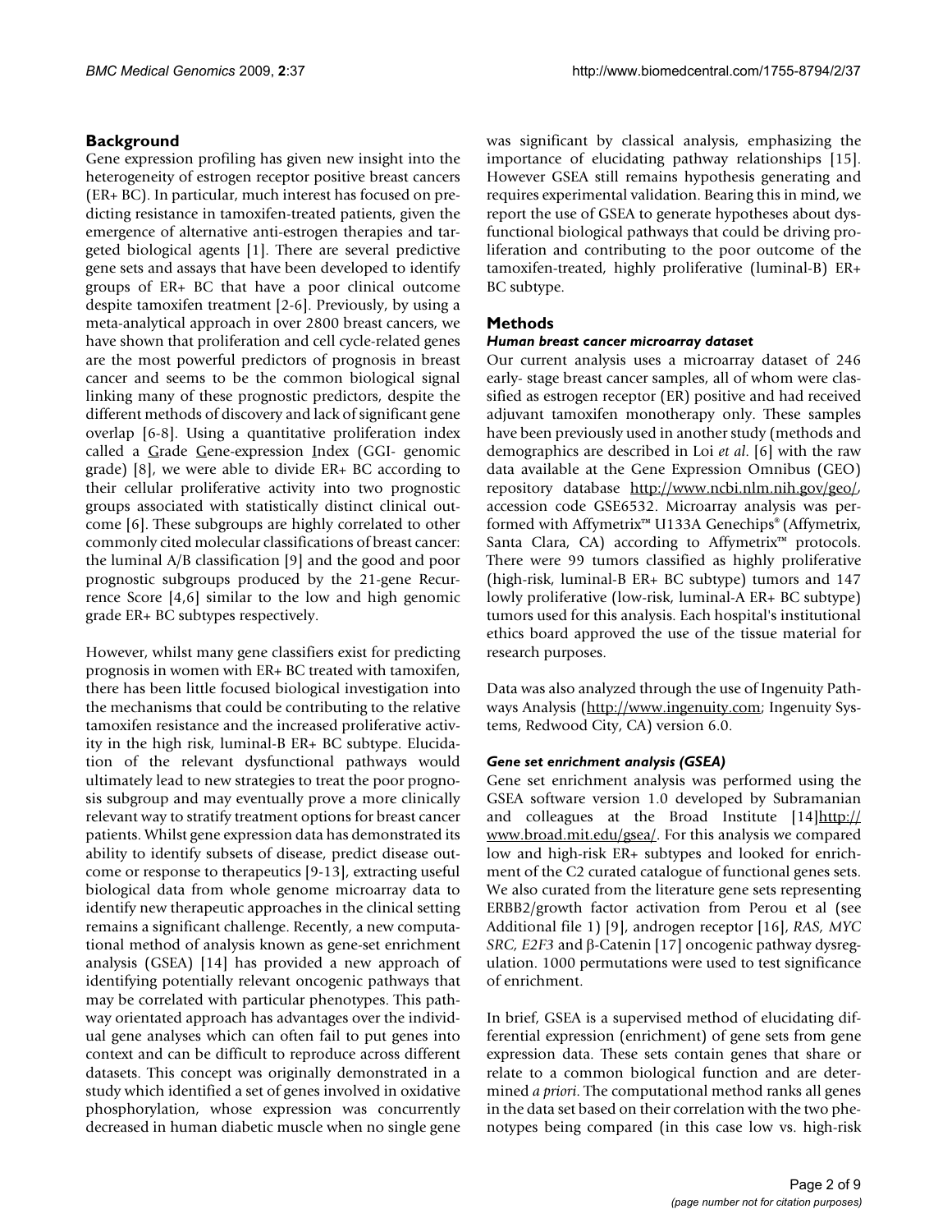## Background

Gene expression profiling has given new insight into the heterogeneity of estrogen receptor positive breast cancers (ER+ BC). In particular, much interest has focused on predicting resistance in tamoxifen-treated patients, given the emergence of alternative anti-estrogen therapies and targeted biological agents [1]. There are several predictive gene sets and assays that have been developed to identify groups of ER+ BC that have a poor clinical outcome despite tamoxifen treatment [2-6]. Previously, by using a meta-analytical approach in over 2800 breast cancers, we have shown that proliferation and cell cycle-related genes are the most powerful predictors of prognosis in breast cancer and seems to be the common biological signal linking many of these prognostic predictors, despite the different methods of discovery and lack of significant gene overlap [6-8]. Using a quantitative proliferation index called a Grade Gene-expression Index (GGI- genomic grade) [8], we were able to divide ER+ BC according to their cellular proliferative activity into two prognostic groups associated with statistically distinct clinical outcome [6]. These subgroups are highly correlated to other commonly cited molecular classifications of breast cancer: the luminal A/B classification [9] and the good and poor prognostic subgroups produced by the 21-gene Recurrence Score [4,6] similar to the low and high genomic grade ER+ BC subtypes respectively.

However, whilst many gene classifiers exist for predicting prognosis in women with ER+ BC treated with tamoxifen, there has been little focused biological investigation into the mechanisms that could be contributing to the relative tamoxifen resistance and the increased proliferative activity in the high risk, luminal-B ER+ BC subtype. Elucidation of the relevant dysfunctional pathways would ultimately lead to new strategies to treat the poor prognosis subgroup and may eventually prove a more clinically relevant way to stratify treatment options for breast cancer patients. Whilst gene expression data has demonstrated its ability to identify subsets of disease, predict disease outcome or response to therapeutics [9-13], extracting useful biological data from whole genome microarray data to identify new therapeutic approaches in the clinical setting remains a significant challenge. Recently, a new computational method of analysis known as gene-set enrichment analysis (GSEA) [14] has provided a new approach of identifying potentially relevant oncogenic pathways that may be correlated with particular phenotypes. This pathway orientated approach has advantages over the individual gene analyses which can often fail to put genes into context and can be difficult to reproduce across different datasets. This concept was originally demonstrated in a study which identified a set of genes involved in oxidative phosphorylation, whose expression was concurrently decreased in human diabetic muscle when no single gene was significant by classical analysis, emphasizing the importance of elucidating pathway relationships [15]. However GSEA still remains hypothesis generating and requires experimental validation. Bearing this in mind, we report the use of GSEA to generate hypotheses about dysfunctional biological pathways that could be driving proliferation and contributing to the poor outcome of the tamoxifen-treated, highly proliferative (luminal-B) ER+ BC subtype.

## Methods

### *Human breast cancer microarray dataset*

Our current analysis uses a microarray dataset of 246 early- stage breast cancer samples, all of whom were classified as estrogen receptor (ER) positive and had received adjuvant tamoxifen monotherapy only. These samples have been previously used in another study (methods and demographics are described in Loi *et al*. [6] with the raw data available at the Gene Expression Omnibus (GEO) repository database http://www.ncbi.nlm.nih.gov/geo/, accession code GSE6532. Microarray analysis was performed with Affymetrix™ U133A Genechips® (Affymetrix, Santa Clara, CA) according to Affymetrix™ protocols. There were 99 tumors classified as highly proliferative (high-risk, luminal-B ER+ BC subtype) tumors and 147 lowly proliferative (low-risk, luminal-A ER+ BC subtype) tumors used for this analysis. Each hospital's institutional ethics board approved the use of the tissue material for research purposes.

Data was also analyzed through the use of Ingenuity Pathways Analysis (http://www.ingenuity.com; Ingenuity Systems, Redwood City, CA) version 6.0.

### *Gene set enrichment analysis (GSEA)*

Gene set enrichment analysis was performed using the GSEA software version 1.0 developed by Subramanian and colleagues at the Broad Institute [14]http://www.broad.mit.edu/gsea/. For this analysis we compared low and high-risk ER+ subtypes and looked for enrichment of the C2 curated catalogue of functional genes sets. We also curated from the literature gene sets representing ERBB2/growth factor activation from Perou et al (see Additional file 1) [9], androgen receptor [16], *RAS, MYC SRC, E2F3* and β-Catenin [17] oncogenic pathway dysregulation. 1000 permutations were used to test significance of enrichment.

In brief, GSEA is a supervised method of elucidating differential expression (enrichment) of gene sets from gene expression data. These sets contain genes that share or relate to a common biological function and are determined *a priori*. The computational method ranks all genes in the data set based on their correlation with the two phenotypes being compared (in this case low vs. high-risk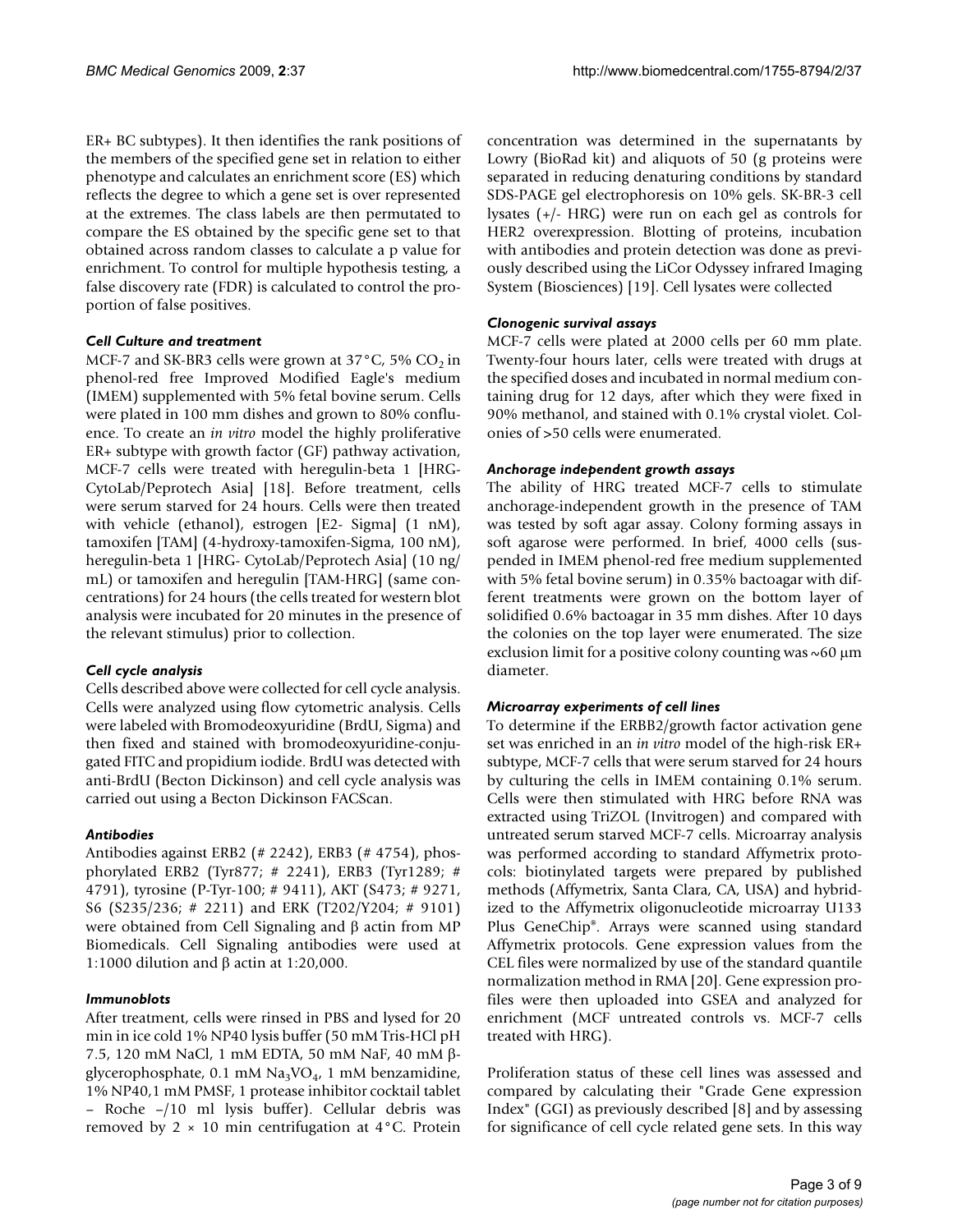ER+ BC subtypes). It then identifies the rank positions of the members of the specified gene set in relation to either phenotype and calculates an enrichment score (ES) which reflects the degree to which a gene set is over represented at the extremes. The class labels are then permutated to compare the ES obtained by the specific gene set to that obtained across random classes to calculate a p value for enrichment. To control for multiple hypothesis testing, a false discovery rate (FDR) is calculated to control the proportion of false positives.

### *Cell Culture and treatment*

MCF-7 and SK-BR3 cells were grown at 37°C, 5% $CO_2$ in phenol-red free Improved Modified Eagle's medium (IMEM) supplemented with 5% fetal bovine serum. Cells were plated in 100 mm dishes and grown to 80% confluence. To create an *in vitro* model the highly proliferative ER+ subtype with growth factor (GF) pathway activation, MCF-7 cells were treated with heregulin-beta 1 [HRG-CytoLab/Peprotech Asia] [18]. Before treatment, cells were serum starved for 24 hours. Cells were then treated with vehicle (ethanol), estrogen [E2- Sigma] (1 nM), tamoxifen [TAM] (4-hydroxy-tamoxifen-Sigma, 100 nM), heregulin-beta 1 [HRG- CytoLab/Peprotech Asia] (10 ng/mL) or tamoxifen and heregulin [TAM-HRG] (same concentrations) for 24 hours (the cells treated for western blot analysis were incubated for 20 minutes in the presence of the relevant stimulus) prior to collection.

### *Cell cycle analysis*

Cells described above were collected for cell cycle analysis. Cells were analyzed using flow cytometric analysis. Cells were labeled with Bromodeoxyuridine (BrdU, Sigma) and then fixed and stained with bromodeoxyuridine-conjugated FITC and propidium iodide. BrdU was detected with anti-BrdU (Becton Dickinson) and cell cycle analysis was carried out using a Becton Dickinson FACScan.

### *Antibodies*

Antibodies against ERB2 (# 2242), ERB3 (# 4754), phosphorylated ERB2 (Tyr877; # 2241), ERB3 (Tyr1289; # 4791), tyrosine (P-Tyr-100; # 9411), AKT (S473; # 9271, S6 (S235/236; # 2211) and ERK (T202/Y204; # 9101) were obtained from Cell Signaling and β actin from MP Biomedicals. Cell Signaling antibodies were used at 1:1000 dilution and β actin at 1:20,000.

### *Immunoblots*

After treatment, cells were rinsed in PBS and lysed for 20 min in ice cold 1% NP40 lysis buffer (50 mM Tris-HCl pH 7.5, 120 mM NaCl, 1 mM EDTA, 50 mM NaF, 40 mM β-glycerophosphate, 0.1 mM $Na_3VO_4$, 1 mM benzamidine, 1% NP40,1 mM PMSF, 1 protease inhibitor cocktail tablet – Roche –/10 ml lysis buffer). Cellular debris was removed by 2 × 10 min centrifugation at 4°C. Protein concentration was determined in the supernatants by Lowry (BioRad kit) and aliquots of 50 (g proteins were separated in reducing denaturing conditions by standard SDS-PAGE gel electrophoresis on 10% gels. SK-BR-3 cell lysates (+/- HRG) were run on each gel as controls for HER2 overexpression. Blotting of proteins, incubation with antibodies and protein detection was done as previously described using the LiCor Odyssey infrared Imaging System (Biosciences) [19]. Cell lysates were collected

### *Clonogenic survival assays*

MCF-7 cells were plated at 2000 cells per 60 mm plate. Twenty-four hours later, cells were treated with drugs at the specified doses and incubated in normal medium containing drug for 12 days, after which they were fixed in 90% methanol, and stained with 0.1% crystal violet. Colonies of >50 cells were enumerated.

### *Anchorage independent growth assays*

The ability of HRG treated MCF-7 cells to stimulate anchorage-independent growth in the presence of TAM was tested by soft agar assay. Colony forming assays in soft agarose were performed. In brief, 4000 cells (suspended in IMEM phenol-red free medium supplemented with 5% fetal bovine serum) in 0.35% bactoagar with different treatments were grown on the bottom layer of solidified 0.6% bactoagar in 35 mm dishes. After 10 days the colonies on the top layer were enumerated. The size exclusion limit for a positive colony counting was ~60 μm diameter.

### *Microarray experiments of cell lines*

To determine if the ERBB2/growth factor activation gene set was enriched in an *in vitro* model of the high-risk ER+ subtype, MCF-7 cells that were serum starved for 24 hours by culturing the cells in IMEM containing 0.1% serum. Cells were then stimulated with HRG before RNA was extracted using TriZOL (Invitrogen) and compared with untreated serum starved MCF-7 cells. Microarray analysis was performed according to standard Affymetrix protocols: biotinylated targets were prepared by published methods (Affymetrix, Santa Clara, CA, USA) and hybridized to the Affymetrix oligonucleotide microarray U133 Plus GeneChip®. Arrays were scanned using standard Affymetrix protocols. Gene expression values from the CEL files were normalized by use of the standard quantile normalization method in RMA [20]. Gene expression profiles were then uploaded into GSEA and analyzed for enrichment (MCF untreated controls vs. MCF-7 cells treated with HRG).

Proliferation status of these cell lines was assessed and compared by calculating their "Grade Gene expression Index" (GGI) as previously described [8] and by assessing for significance of cell cycle related gene sets. In this way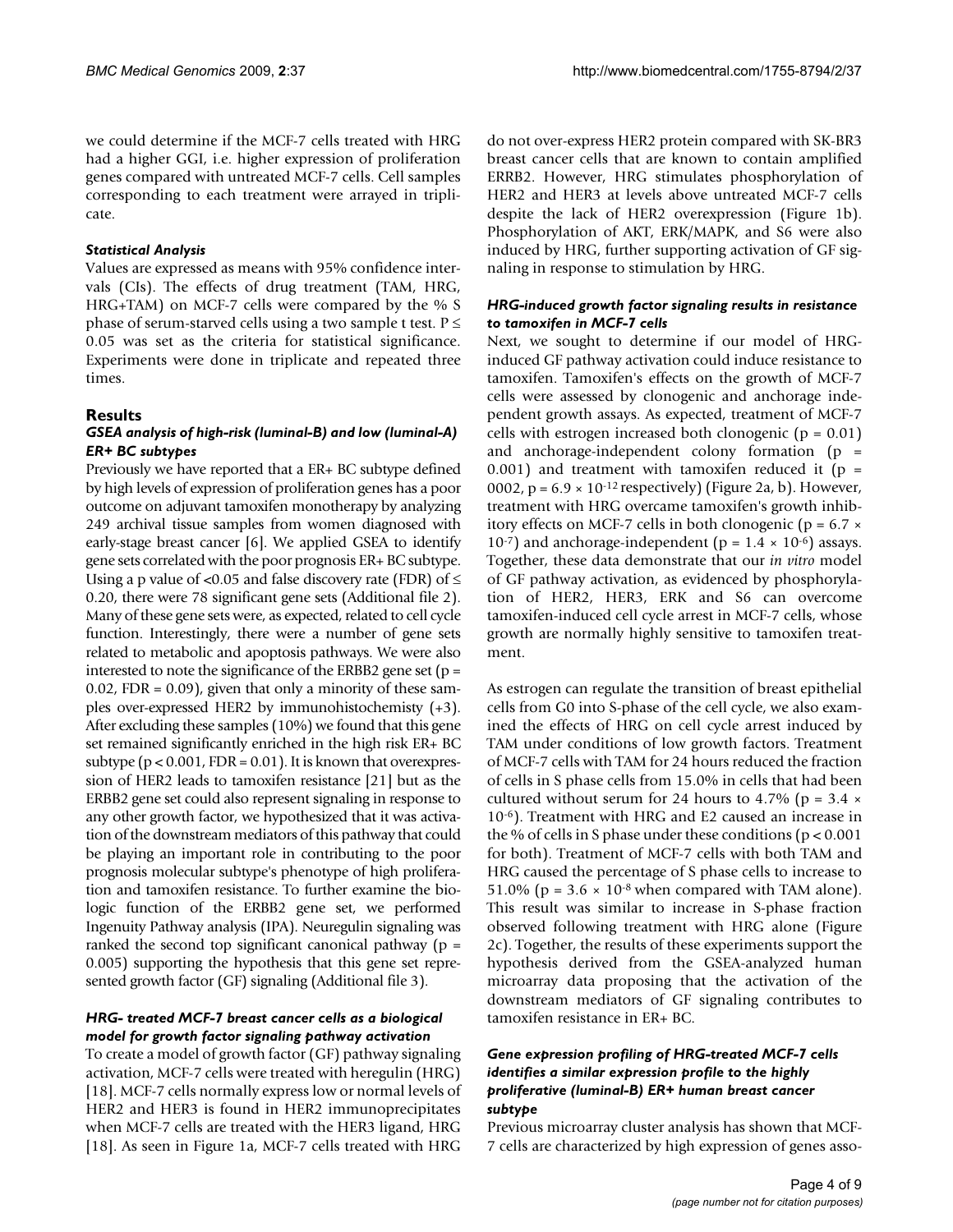we could determine if the MCF-7 cells treated with HRG had a higher GGI, i.e. higher expression of proliferation genes compared with untreated MCF-7 cells. Cell samples corresponding to each treatment were arrayed in triplicate.

### *Statistical Analysis*

Values are expressed as means with 95% confidence intervals (CIs). The effects of drug treatment (TAM, HRG, HRG+TAM) on MCF-7 cells were compared by the % S phase of serum-starved cells using a two sample t test. $P \leq 0.05$ was set as the criteria for statistical significance. Experiments were done in triplicate and repeated three times.

## Results

### *GSEA analysis of high-risk (luminal-B) and low (luminal-A) ER+ BC subtypes*

Previously we have reported that a ER+ BC subtype defined by high levels of expression of proliferation genes has a poor outcome on adjuvant tamoxifen monotherapy by analyzing 249 archival tissue samples from women diagnosed with early-stage breast cancer [6]. We applied GSEA to identify gene sets correlated with the poor prognosis ER+ BC subtype. Using a p value of <0.05 and false discovery rate (FDR) of $\leq 0.20$, there were 78 significant gene sets (Additional file 2). Many of these gene sets were, as expected, related to cell cycle function. Interestingly, there were a number of gene sets related to metabolic and apoptosis pathways. We were also interested to note the significance of the ERBB2 gene set ($p = 0.02$, FDR = 0.09), given that only a minority of these samples over-expressed HER2 by immunohistochemisty (+3). After excluding these samples (10%) we found that this gene set remained significantly enriched in the high risk ER+ BC subtype ($p < 0.001$, FDR = 0.01). It is known that overexpression of HER2 leads to tamoxifen resistance [21] but as the ERBB2 gene set could also represent signaling in response to any other growth factor, we hypothesized that it was activation of the downstream mediators of this pathway that could be playing an important role in contributing to the poor prognosis molecular subtype's phenotype of high proliferation and tamoxifen resistance. To further examine the biologic function of the ERBB2 gene set, we performed Ingenuity Pathway analysis (IPA). Neuregulin signaling was ranked the second top significant canonical pathway ($p = 0.005$) supporting the hypothesis that this gene set represented growth factor (GF) signaling (Additional file 3).

### *HRG- treated MCF-7 breast cancer cells as a biological model for growth factor signaling pathway activation*

To create a model of growth factor (GF) pathway signaling activation, MCF-7 cells were treated with heregulin (HRG) [18]. MCF-7 cells normally express low or normal levels of HER2 and HER3 is found in HER2 immunoprecipitates when MCF-7 cells are treated with the HER3 ligand, HRG [18]. As seen in Figure 1a, MCF-7 cells treated with HRG do not over-express HER2 protein compared with SK-BR3 breast cancer cells that are known to contain amplified ERRB2. However, HRG stimulates phosphorylation of HER2 and HER3 at levels above untreated MCF-7 cells despite the lack of HER2 overexpression (Figure 1b). Phosphorylation of AKT, ERK/MAPK, and S6 were also induced by HRG, further supporting activation of GF signaling in response to stimulation by HRG.

### *HRG-induced growth factor signaling results in resistance to tamoxifen in MCF-7 cells*

Next, we sought to determine if our model of HRG-induced GF pathway activation could induce resistance to tamoxifen. Tamoxifen's effects on the growth of MCF-7 cells were assessed by clonogenic and anchorage independent growth assays. As expected, treatment of MCF-7 cells with estrogen increased both clonogenic ($p = 0.01$) and anchorage-independent colony formation ($p = 0.001$) and treatment with tamoxifen reduced it ($p = 0002$, $p = 6.9 \times 10^{-12}$ respectively) (Figure 2a, b). However, treatment with HRG overcame tamoxifen's growth inhibitory effects on MCF-7 cells in both clonogenic ($p = 6.7 \times 10^{-7}$) and anchorage-independent ($p = 1.4 \times 10^{-6}$) assays. Together, these data demonstrate that our *in vitro* model of GF pathway activation, as evidenced by phosphorylation of HER2, HER3, ERK and S6 can overcome tamoxifen-induced cell cycle arrest in MCF-7 cells, whose growth are normally highly sensitive to tamoxifen treatment.

As estrogen can regulate the transition of breast epithelial cells from G0 into S-phase of the cell cycle, we also examined the effects of HRG on cell cycle arrest induced by TAM under conditions of low growth factors. Treatment of MCF-7 cells with TAM for 24 hours reduced the fraction of cells in S phase cells from 15.0% in cells that had been cultured without serum for 24 hours to 4.7% ($p = 3.4 \times 10^{-6}$). Treatment with HRG and E2 caused an increase in the % of cells in S phase under these conditions ($p < 0.001$ for both). Treatment of MCF-7 cells with both TAM and HRG caused the percentage of S phase cells to increase to 51.0% ($p = 3.6 \times 10^{-8}$ when compared with TAM alone). This result was similar to increase in S-phase fraction observed following treatment with HRG alone (Figure 2c). Together, the results of these experiments support the hypothesis derived from the GSEA-analyzed human microarray data proposing that the activation of the downstream mediators of GF signaling contributes to tamoxifen resistance in ER+ BC.

### *Gene expression profiling of HRG-treated MCF-7 cells identifies a similar expression profile to the highly proliferative (luminal-B) ER+ human breast cancer subtype*

Previous microarray cluster analysis has shown that MCF-7 cells are characterized by high expression of genes asso-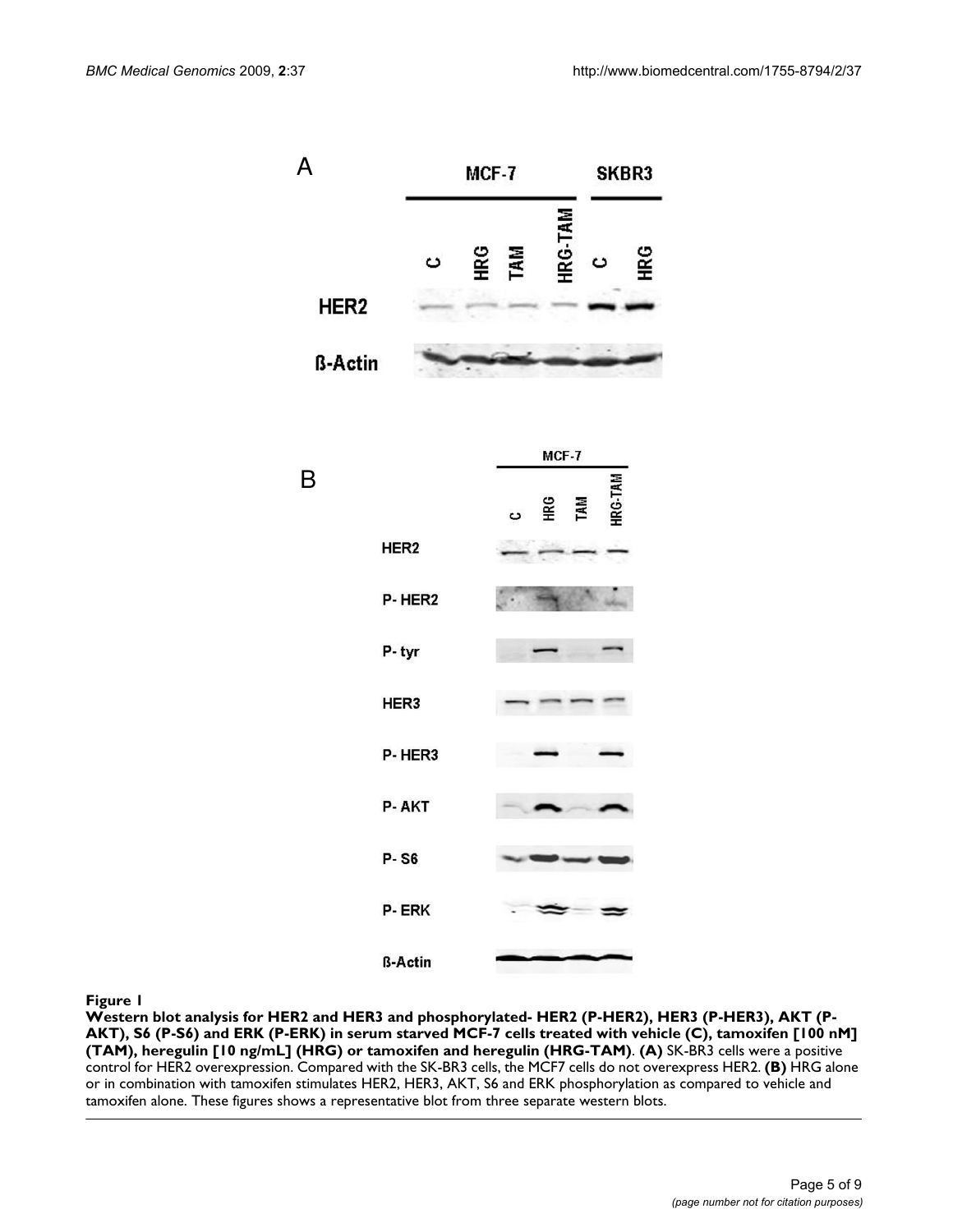**Figure 1**

**Western blot analysis for HER2 and HER3 and phosphorylated- HER2 (P-HER2), HER3 (P-HER3), AKT (P-AKT), S6 (P-S6) and ERK (P-ERK) in serum starved MCF-7 cells treated with vehicle (C), tamoxifen [100 nM] (TAM), heregulin [10 ng/mL] (HRG) or tamoxifen and heregulin (HRG-TAM)**. **(A)** SK-BR3 cells were a positive control for HER2 overexpression. Compared with the SK-BR3 cells, the MCF7 cells do not overexpress HER2. **(B)** HRG alone or in combination with tamoxifen stimulates HER2, HER3, AKT, S6 and ERK phosphorylation as compared to vehicle and tamoxifen alone. These figures shows a representative blot from three separate western blots.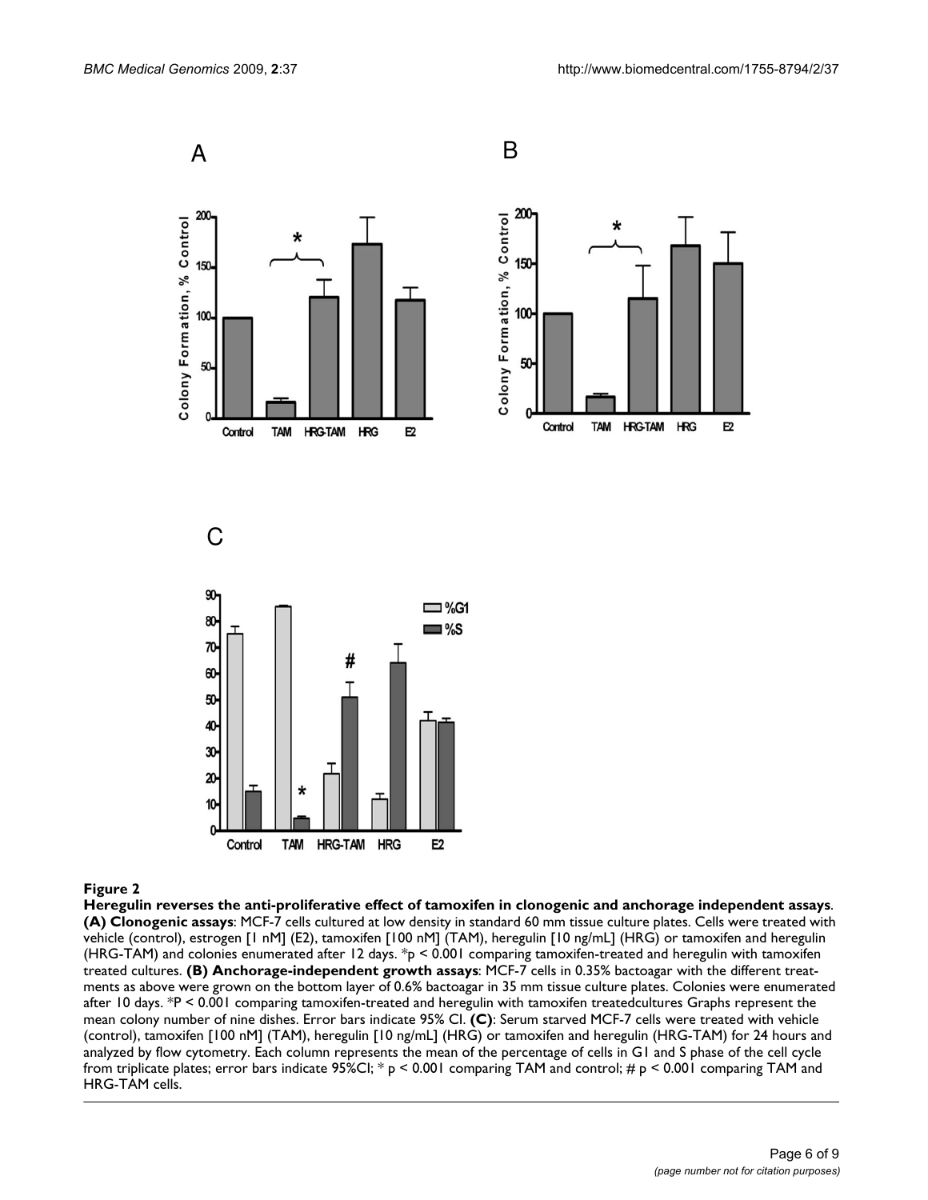**Figure 2**

**Heregulin reverses the anti-proliferative effect of tamoxifen in clonogenic and anchorage independent assays**. **(A) Clonogenic assays**: MCF-7 cells cultured at low density in standard 60 mm tissue culture plates. Cells were treated with vehicle (control), estrogen [1 nM] (E2), tamoxifen [100 nM] (TAM), heregulin [10 ng/mL] (HRG) or tamoxifen and heregulin (HRG-TAM) and colonies enumerated after 12 days. *p < 0.001 comparing tamoxifen-treated and heregulin with tamoxifen treated cultures. **(B) Anchorage-independent growth assays**: MCF-7 cells in 0.35% bactoagar with the different treatments as above were grown on the bottom layer of 0.6% bactoagar in 35 mm tissue culture plates. Colonies were enumerated after 10 days. *P < 0.001 comparing tamoxifen-treated and heregulin with tamoxifen treatedcultures Graphs represent the mean colony number of nine dishes. Error bars indicate 95% CI. **(C)**: Serum starved MCF-7 cells were treated with vehicle (control), tamoxifen [100 nM] (TAM), heregulin [10 ng/mL] (HRG) or tamoxifen and heregulin (HRG-TAM) for 24 hours and analyzed by flow cytometry. Each column represents the mean of the percentage of cells in G1 and S phase of the cell cycle from triplicate plates; error bars indicate 95%CI; * p < 0.001 comparing TAM and control; # p < 0.001 comparing TAM and HRG-TAM cells.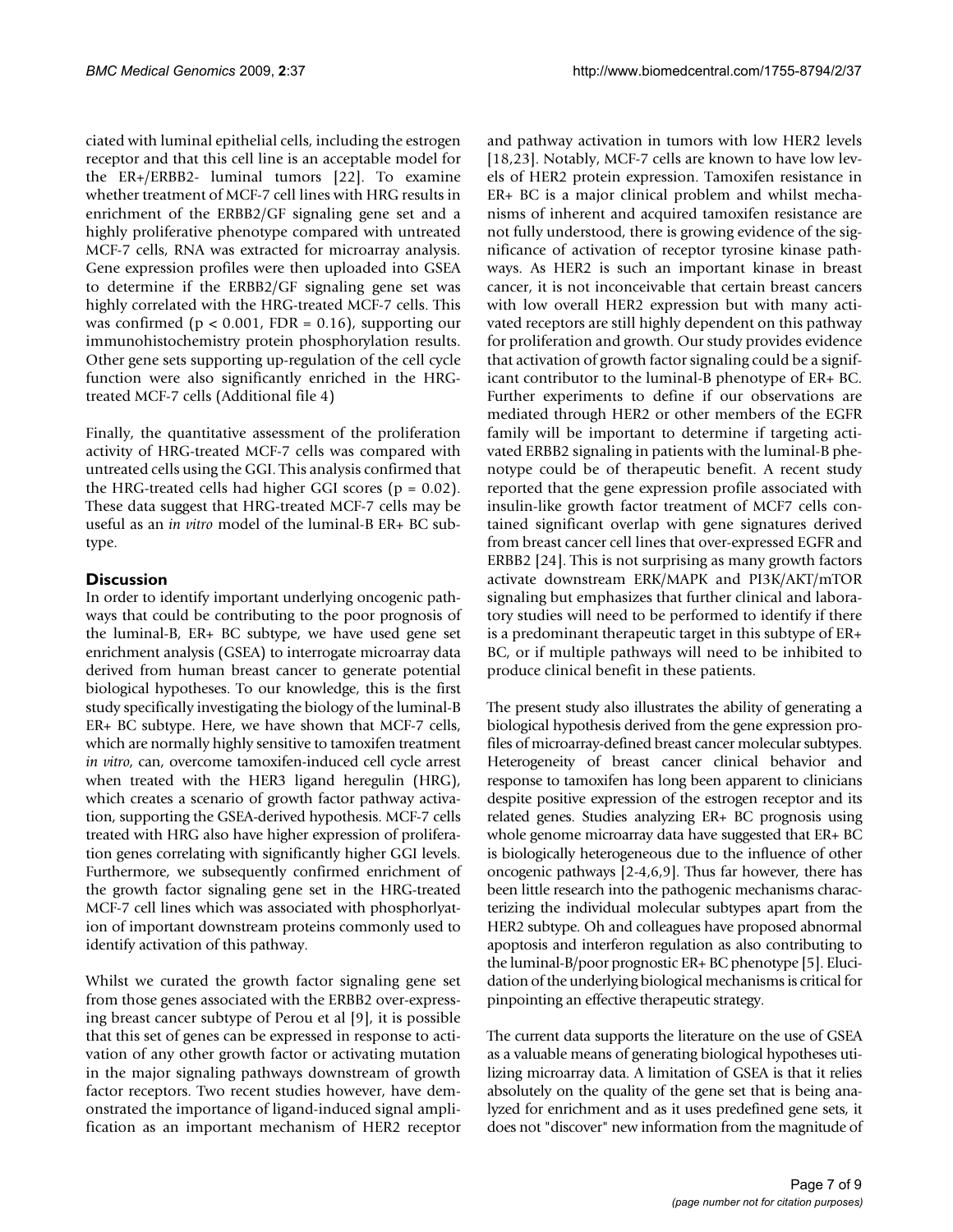ciated with luminal epithelial cells, including the estrogen receptor and that this cell line is an acceptable model for the ER+/ERBB2- luminal tumors [22]. To examine whether treatment of MCF-7 cell lines with HRG results in enrichment of the ERBB2/GF signaling gene set and a highly proliferative phenotype compared with untreated MCF-7 cells, RNA was extracted for microarray analysis. Gene expression profiles were then uploaded into GSEA to determine if the ERBB2/GF signaling gene set was highly correlated with the HRG-treated MCF-7 cells. This was confirmed ($p < 0.001$, FDR = 0.16), supporting our immunohistochemistry protein phosphorylation results. Other gene sets supporting up-regulation of the cell cycle function were also significantly enriched in the HRG-treated MCF-7 cells (Additional file 4)

Finally, the quantitative assessment of the proliferation activity of HRG-treated MCF-7 cells was compared with untreated cells using the GGI. This analysis confirmed that the HRG-treated cells had higher GGI scores ($p = 0.02$). These data suggest that HRG-treated MCF-7 cells may be useful as an *in vitro* model of the luminal-B ER+ BC subtype.

## Discussion

In order to identify important underlying oncogenic pathways that could be contributing to the poor prognosis of the luminal-B, ER+ BC subtype, we have used gene set enrichment analysis (GSEA) to interrogate microarray data derived from human breast cancer to generate potential biological hypotheses. To our knowledge, this is the first study specifically investigating the biology of the luminal-B ER+ BC subtype. Here, we have shown that MCF-7 cells, which are normally highly sensitive to tamoxifen treatment *in vitro*, can, overcome tamoxifen-induced cell cycle arrest when treated with the HER3 ligand heregulin (HRG), which creates a scenario of growth factor pathway activation, supporting the GSEA-derived hypothesis. MCF-7 cells treated with HRG also have higher expression of proliferation genes correlating with significantly higher GGI levels. Furthermore, we subsequently confirmed enrichment of the growth factor signaling gene set in the HRG-treated MCF-7 cell lines which was associated with phosphorlyation of important downstream proteins commonly used to identify activation of this pathway.

Whilst we curated the growth factor signaling gene set from those genes associated with the ERBB2 over-expressing breast cancer subtype of Perou et al [9], it is possible that this set of genes can be expressed in response to activation of any other growth factor or activating mutation in the major signaling pathways downstream of growth factor receptors. Two recent studies however, have demonstrated the importance of ligand-induced signal amplification as an important mechanism of HER2 receptor and pathway activation in tumors with low HER2 levels [18,23]. Notably, MCF-7 cells are known to have low levels of HER2 protein expression. Tamoxifen resistance in ER+ BC is a major clinical problem and whilst mechanisms of inherent and acquired tamoxifen resistance are not fully understood, there is growing evidence of the significance of activation of receptor tyrosine kinase pathways. As HER2 is such an important kinase in breast cancer, it is not inconceivable that certain breast cancers with low overall HER2 expression but with many activated receptors are still highly dependent on this pathway for proliferation and growth. Our study provides evidence that activation of growth factor signaling could be a significant contributor to the luminal-B phenotype of ER+ BC. Further experiments to define if our observations are mediated through HER2 or other members of the EGFR family will be important to determine if targeting activated ERBB2 signaling in patients with the luminal-B phenotype could be of therapeutic benefit. A recent study reported that the gene expression profile associated with insulin-like growth factor treatment of MCF7 cells contained significant overlap with gene signatures derived from breast cancer cell lines that over-expressed EGFR and ERBB2 [24]. This is not surprising as many growth factors activate downstream ERK/MAPK and PI3K/AKT/mTOR signaling but emphasizes that further clinical and laboratory studies will need to be performed to identify if there is a predominant therapeutic target in this subtype of ER+ BC, or if multiple pathways will need to be inhibited to produce clinical benefit in these patients.

The present study also illustrates the ability of generating a biological hypothesis derived from the gene expression profiles of microarray-defined breast cancer molecular subtypes. Heterogeneity of breast cancer clinical behavior and response to tamoxifen has long been apparent to clinicians despite positive expression of the estrogen receptor and its related genes. Studies analyzing ER+ BC prognosis using whole genome microarray data have suggested that ER+ BC is biologically heterogeneous due to the influence of other oncogenic pathways [2-4,6,9]. Thus far however, there has been little research into the pathogenic mechanisms characterizing the individual molecular subtypes apart from the HER2 subtype. Oh and colleagues have proposed abnormal apoptosis and interferon regulation as also contributing to the luminal-B/poor prognostic ER+ BC phenotype [5]. Elucidation of the underlying biological mechanisms is critical for pinpointing an effective therapeutic strategy.

The current data supports the literature on the use of GSEA as a valuable means of generating biological hypotheses utilizing microarray data. A limitation of GSEA is that it relies absolutely on the quality of the gene set that is being analyzed for enrichment and as it uses predefined gene sets, it does not "discover" new information from the magnitude of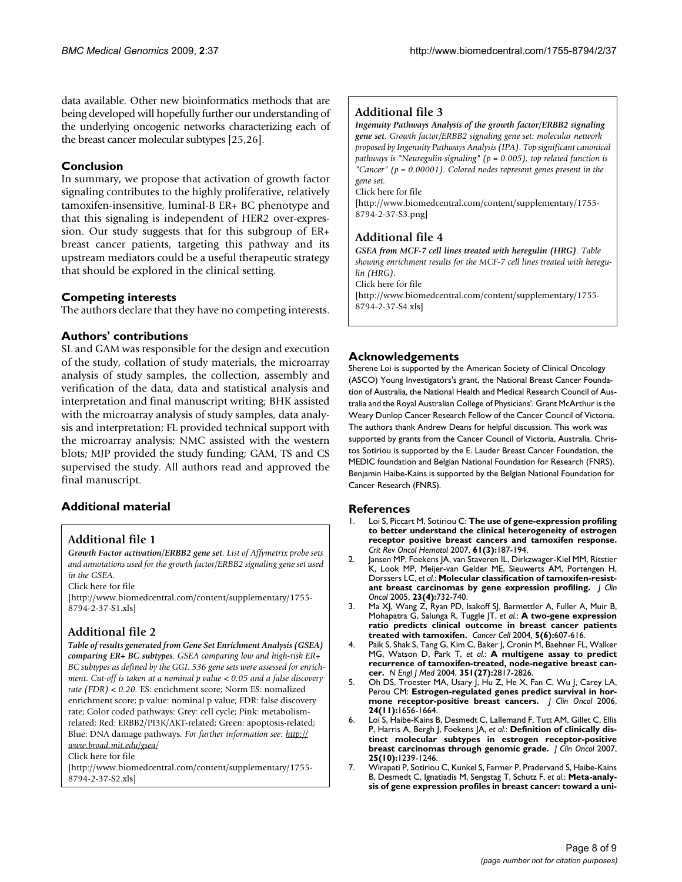data available. Other new bioinformatics methods that are being developed will hopefully further our understanding of the underlying oncogenic networks characterizing each of the breast cancer molecular subtypes [25,26].

## Conclusion

In summary, we propose that activation of growth factor signaling contributes to the highly proliferative, relatively tamoxifen-insensitive, luminal-B ER+ BC phenotype and that this signaling is independent of HER2 over-expression. Our study suggests that for this subgroup of ER+ breast cancer patients, targeting this pathway and its upstream mediators could be a useful therapeutic strategy that should be explored in the clinical setting.

## Competing interests

The authors declare that they have no competing interests.

## Authors' contributions

SL and GAM was responsible for the design and execution of the study, collation of study materials, the microarray analysis of study samples, the collection, assembly and verification of the data, data and statistical analysis and interpretation and final manuscript writing; BHK assisted with the microarray analysis of study samples, data analysis and interpretation; FL provided technical support with the microarray analysis; NMC assisted with the western blots; MJP provided the study funding; GAM, TS and CS supervised the study. All authors read and approved the final manuscript.

## Additional material

### Additional file 1

***Growth Factor activation/ERBB2 gene set****. List of Affymetrix probe sets and annotations used for the growth factor/ERBB2 signaling gene set used in the GSEA.*

Click here for file

[http://www.biomedcentral.com/content/supplementary/1755-8794-2-37-S1.xls]

### Additional file 2

***Table of results generated from Gene Set Enrichment Analysis (GSEA) comparing ER+ BC subtypes****. GSEA comparing low and high-risk ER+ BC subtypes as defined by the GGI. 536 gene sets were assessed for enrichment. Cut-off is taken at a nominal p value < 0.05 and a false discovery rate (FDR) < 0.20.* ES: enrichment score; Norm ES: nomalized enrichment score; p value: nominal p value; FDR: false discovery rate; Color coded pathways: Grey: cell cycle; Pink: metabolism-related; Red: ERBB2/PI3K/AKT-related; Green: apoptosis-related; Blue: DNA damage pathways. *For further information see: http://www.broad.mit.edu/gsea/*

Click here for file

[http://www.biomedcentral.com/content/supplementary/1755-8794-2-37-S2.xls]

### Additional file 3

***Ingenuity Pathways Analysis of the growth factor/ERBB2 signaling gene set****. Growth factor/ERBB2 signaling gene set: molecular network proposed by Ingenuity Pathways Analysis (IPA). Top significant canonical pathways is "Neuregulin signaling" (p = 0.005), top related function is "Cancer" (p = 0.00001). Colored nodes represent genes present in the gene set.*

Click here for file

[http://www.biomedcentral.com/content/supplementary/1755-8794-2-37-S3.png]

### Additional file 4

***GSEA from MCF-7 cell lines treated with heregulin (HRG)****. Table showing enrichment results for the MCF-7 cell lines treated with heregulin (HRG).*

Click here for file

[http://www.biomedcentral.com/content/supplementary/1755-8794-2-37-S4.xls]

## Acknowledgements

Sherene Loi is supported by the American Society of Clinical Oncology (ASCO) Young Investigators's grant, the National Breast Cancer Foundation of Australia, the National Health and Medical Research Council of Australia and the Royal Australian College of Physicians'. Grant McArthur is the Weary Dunlop Cancer Research Fellow of the Cancer Council of Victoria. The authors thank Andrew Deans for helpful discussion. This work was supported by grants from the Cancer Council of Victoria, Australia. Christos Sotiriou is supported by the E. Lauder Breast Cancer Foundation, the MEDIC foundation and Belgian National Foundation for Research (FNRS). Benjamin Haibe-Kains is supported by the Belgian National Foundation for Cancer Research (FNRS).

## References

1. Loi S, Piccart M, Sotiriou C: **The use of gene-expression profiling to better understand the clinical heterogeneity of estrogen receptor positive breast cancers and tamoxifen response.** *Crit Rev Oncol Hematol* 2007, **61(3):**187-194.
2. Jansen MP, Foekens JA, van Staveren IL, Dirkzwager-Kiel MM, Ritstier K, Look MP, Meijer-van Gelder ME, Sieuwerts AM, Portengen H, Dorssers LC, *et al.*: **Molecular classification of tamoxifen-resistant breast carcinomas by gene expression profiling.** *J Clin Oncol* 2005, **23(4):**732-740.
3. Ma XJ, Wang Z, Ryan PD, Isakoff SJ, Barmettler A, Fuller A, Muir B, Mohapatra G, Salunga R, Tuggle JT, *et al.*: **A two-gene expression ratio predicts clinical outcome in breast cancer patients treated with tamoxifen.** *Cancer Cell* 2004, **5(6):**607-616.
4. Paik S, Shak S, Tang G, Kim C, Baker J, Cronin M, Baehner FL, Walker MG, Watson D, Park T, *et al.*: **A multigene assay to predict recurrence of tamoxifen-treated, node-negative breast cancer.** *N Engl J Med* 2004, **351(27):**2817-2826.
5. Oh DS, Troester MA, Usary J, Hu Z, He X, Fan C, Wu J, Carey LA, Perou CM: **Estrogen-regulated genes predict survival in hormone receptor-positive breast cancers.** *J Clin Oncol* 2006, **24(11):**1656-1664.
6. Loi S, Haibe-Kains B, Desmedt C, Lallemand F, Tutt AM, Gillet C, Ellis P, Harris A, Bergh J, Foekens JA, *et al.*: **Definition of clinically distinct molecular subtypes in estrogen receptor-positive breast carcinomas through genomic grade.** *J Clin Oncol* 2007, **25(10):**1239-1246.
7. Wirapati P, Sotiriou C, Kunkel S, Farmer P, Pradervand S, Haibe-Kains B, Desmedt C, Ignatiadis M, Sengstag T, Schutz F, *et al.*: **Meta-analysis of gene expression profiles in breast cancer: toward a uni-**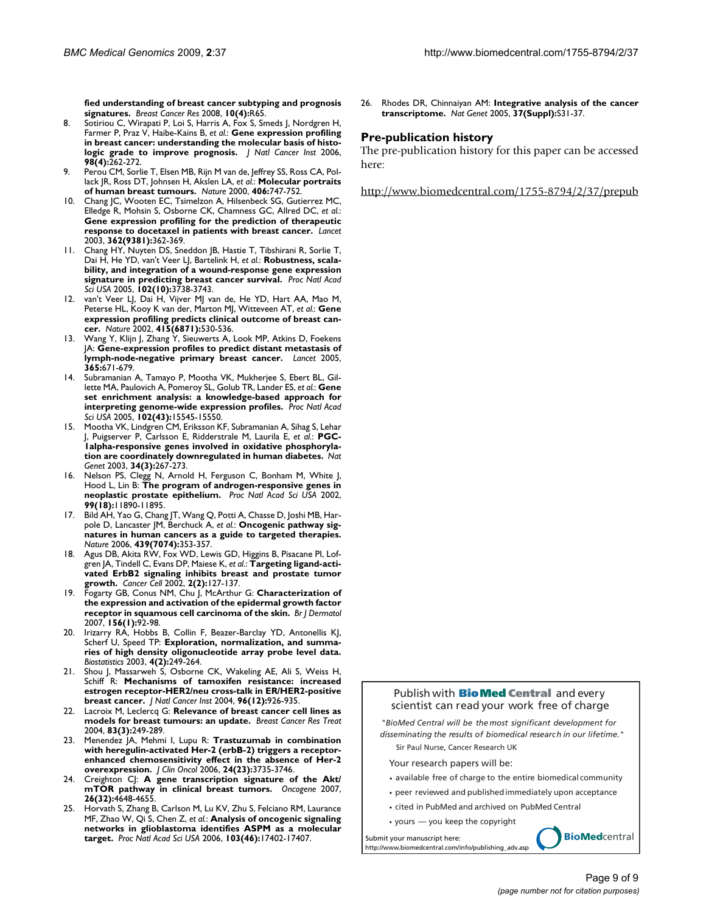fied understanding of breast cancer subtyping and prognosis signatures. *Breast Cancer Res* 2008, **10(4):**R65.

8. Sotiriou C, Wirapati P, Loi S, Harris A, Fox S, Smeds J, Nordgren H, Farmer P, Praz V, Haibe-Kains B, *et al.*: **Gene expression profiling in breast cancer: understanding the molecular basis of histologic grade to improve prognosis.** *J Natl Cancer Inst* 2006, **98(4):**262-272.
9. Perou CM, Sorlie T, Elsen MB, Rijn M van de, Jeffrey SS, Ross CA, Pollack JR, Ross DT, Johnsen H, Akslen LA, *et al.*: **Molecular portraits of human breast tumours.** *Nature* 2000, **406:**747-752.
10. Chang JC, Wooten EC, Tsimelzon A, Hilsenbeck SG, Gutierrez MC, Elledge R, Mohsin S, Osborne CK, Chamness GC, Allred DC, *et al.*: **Gene expression profiling for the prediction of therapeutic response to docetaxel in patients with breast cancer.** *Lancet* 2003, **362(9381):**362-369.
11. Chang HY, Nuyten DS, Sneddon JB, Hastie T, Tibshirani R, Sorlie T, Dai H, He YD, van't Veer LJ, Bartelink H, *et al.*: **Robustness, scalability, and integration of a wound-response gene expression signature in predicting breast cancer survival.** *Proc Natl Acad Sci USA* 2005, **102(10):**3738-3743.
12. van't Veer LJ, Dai H, Vijver MJ van de, He YD, Hart AA, Mao M, Peterse HL, Kooy K van der, Marton MJ, Witteveen AT, *et al.*: **Gene expression profiling predicts clinical outcome of breast cancer.** *Nature* 2002, **415(6871):**530-536.
13. Wang Y, Klijn J, Zhang Y, Sieuwerts A, Look MP, Atkins D, Foekens JA: **Gene-expression profiles to predict distant metastasis of lymph-node-negative primary breast cancer.** *Lancet* 2005, **365:**671-679.
14. Subramanian A, Tamayo P, Mootha VK, Mukherjee S, Ebert BL, Gillette MA, Paulovich A, Pomeroy SL, Golub TR, Lander ES, *et al.*: **Gene set enrichment analysis: a knowledge-based approach for interpreting genome-wide expression profiles.** *Proc Natl Acad Sci USA* 2005, **102(43):**15545-15550.
15. Mootha VK, Lindgren CM, Eriksson KF, Subramanian A, Sihag S, Lehar J, Puigserver P, Carlsson E, Ridderstrale M, Laurila E, *et al.*: **PGC-1alpha-responsive genes involved in oxidative phosphorylation are coordinately downregulated in human diabetes.** *Nat Genet* 2003, **34(3):**267-273.
16. Nelson PS, Clegg N, Arnold H, Ferguson C, Bonham M, White J, Hood L, Lin B: **The program of androgen-responsive genes in neoplastic prostate epithelium.** *Proc Natl Acad Sci USA* 2002, **99(18):**11890-11895.
17. Bild AH, Yao G, Chang JT, Wang Q, Potti A, Chasse D, Joshi MB, Harpole D, Lancaster JM, Berchuck A, *et al.*: **Oncogenic pathway signatures in human cancers as a guide to targeted therapies.** *Nature* 2006, **439(7074):**353-357.
18. Agus DB, Akita RW, Fox WD, Lewis GD, Higgins B, Pisacane PI, Lofgren JA, Tindell C, Evans DP, Maiese K, *et al.*: **Targeting ligand-activated ErbB2 signaling inhibits breast and prostate tumor growth.** *Cancer Cell* 2002, **2(2):**127-137.
19. Fogarty GB, Conus NM, Chu J, McArthur G: **Characterization of the expression and activation of the epidermal growth factor receptor in squamous cell carcinoma of the skin.** *Br J Dermatol* 2007, **156(1):**92-98.
20. Irizarry RA, Hobbs B, Collin F, Beazer-Barclay YD, Antonellis KJ, Scherf U, Speed TP: **Exploration, normalization, and summaries of high density oligonucleotide array probe level data.** *Biostatistics* 2003, **4(2):**249-264.
21. Shou J, Massarweh S, Osborne CK, Wakeling AE, Ali S, Weiss H, Schiff R: **Mechanisms of tamoxifen resistance: increased estrogen receptor-HER2/neu cross-talk in ER/HER2-positive breast cancer.** *J Natl Cancer Inst* 2004, **96(12):**926-935.
22. Lacroix M, Leclercq G: **Relevance of breast cancer cell lines as models for breast tumours: an update.** *Breast Cancer Res Treat* 2004, **83(3):**249-289.
23. Menendez JA, Mehmi I, Lupu R: **Trastuzumab in combination with heregulin-activated Her-2 (erbB-2) triggers a receptor-enhanced chemosensitivity effect in the absence of Her-2 overexpression.** *J Clin Oncol* 2006, **24(23):**3735-3746.
24. Creighton CJ: **A gene transcription signature of the Akt/mTOR pathway in clinical breast tumors.** *Oncogene* 2007, **26(32):**4648-4655.
25. Horvath S, Zhang B, Carlson M, Lu KV, Zhu S, Felciano RM, Laurance MF, Zhao W, Qi S, Chen Z, *et al.*: **Analysis of oncogenic signaling networks in glioblastoma identifies ASPM as a molecular target.** *Proc Natl Acad Sci USA* 2006, **103(46):**17402-17407.
26. Rhodes DR, Chinnaiyan AM: **Integrative analysis of the cancer transcriptome.** *Nat Genet* 2005, **37(Suppl):**S31-37.

## Pre-publication history

The pre-publication history for this paper can be accessed here:

http://www.biomedcentral.com/1755-8794/2/37/prepub

Publish with **BioMed Central** and every scientist can read your work free of charge

*"BioMed Central will be the most significant development for disseminating the results of biomedical research in our lifetime."*
Sir Paul Nurse, Cancer Research UK

Your research papers will be:

- available free of charge to the entire biomedical community
- peer reviewed and published immediately upon acceptance
- cited in PubMed and archived on PubMed Central
- yours — you keep the copyright

Submit your manuscript here:
http://www.biomedcentral.com/info/publishing_adv.asp

BioMedcentral